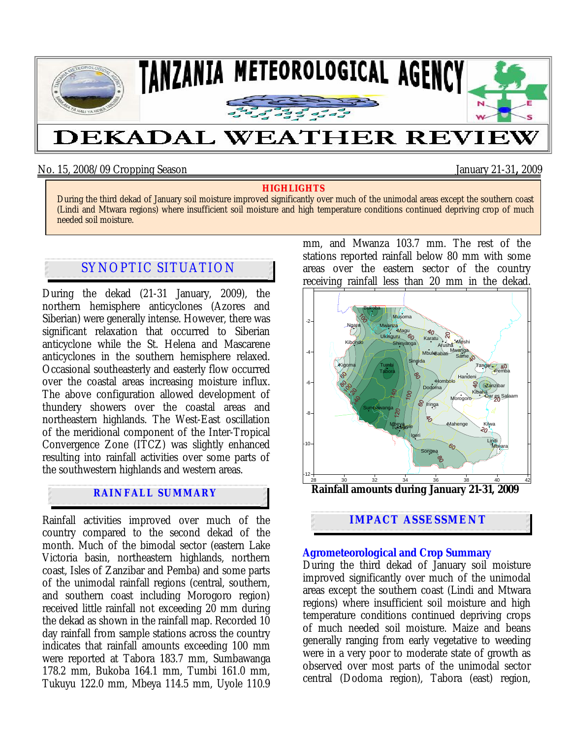# TANZANIA METEOROLOGICAL AGENCY

# DEKADAL WEATHER REVIEW

No. 15, 2008/09 Cropping Season — January 21-31, 2009

**HIGHLIGHTS**

During the third dekad of January soil moisture improved significantly over much of the unimodal areas except the southern coast (Lindi and Mtwara regions) where insufficient soil moisture and high temperature conditions continued depriving crop of much needed soil moisture.

## SYNOPTIC SITUATION

During the dekad (21-31 January, 2009), the northern hemisphere anticyclones (Azores and Siberian) were generally intense. However, there was significant relaxation that occurred to Siberian anticyclone while the St. Helena and Mascarene anticyclones in the southern hemisphere relaxed. Occasional southeasterly and easterly flow occurred over the coastal areas increasing moisture influx. The above configuration allowed development of thundery showers over the coastal areas and northeastern highlands. The West-East oscillation of the meridional component of the Inter-Tropical Convergence Zone (ITCZ) was slightly enhanced resulting into rainfall activities over some parts of the southwestern highlands and western areas.

## RAINFALL SUMMARY

Rainfall activities improved over much of the country compared to the second dekad of the month. Much of the bimodal sector (eastern Lake Victoria basin, northeastern highlands, northern coast, Isles of Zanzibar and Pemba) and some parts of the unimodal rainfall regions (central, southern, and southern coast including Morogoro region) received little rainfall not exceeding 20 mm during the dekad as shown in the rainfall map. Recorded 10 day rainfall from sample stations across the country indicates that rainfall amounts exceeding 100 mm were reported at Tabora 183.7 mm, Sumbawanga 178.2 mm, Bukoba 164.1 mm, Tumbi 161.0 mm, Tukuyu 122.0 mm, Mbeya 114.5 mm, Uyole 110.9 mm, and Mwanza 103.7 mm. The rest of the stations reported rainfall below 80 mm with some areas over the eastern sector of the country receiving rainfall less than 20 mm in the dekad.

**Rainfall amounts during January 21-31, 2009**

## IMPACT ASSESSMENT

### Agrometeorological and Crop Summary

During the third dekad of January soil moisture improved significantly over much of the unimodal areas except the southern coast (Lindi and Mtwara regions) where insufficient soil moisture and high temperature conditions continued depriving crops of much needed soil moisture. Maize and beans generally ranging from early vegetative to weeding were in a very poor to moderate state of growth as observed over most parts of the unimodal sector central (Dodoma region), Tabora (east) region,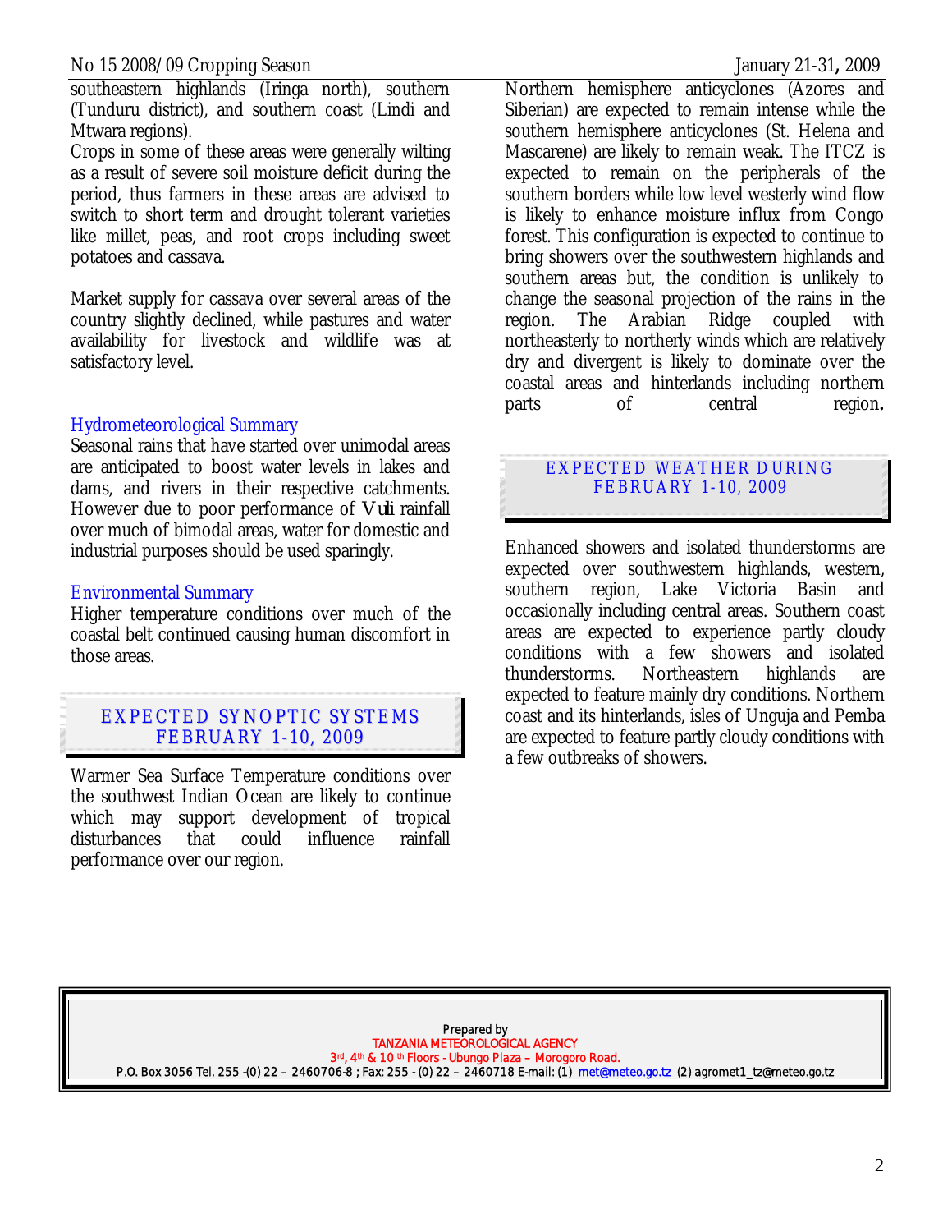southeastern highlands (Iringa north), southern (Tunduru district), and southern coast (Lindi and Mtwara regions).

Crops in some of these areas were generally wilting as a result of severe soil moisture deficit during the period, thus farmers in these areas are advised to switch to short term and drought tolerant varieties like millet, peas, and root crops including sweet potatoes and cassava.

Market supply for cassava over several areas of the country slightly declined, while pastures and water availability for livestock and wildlife was at satisfactory level.

## Hydrometeorological Summary

Seasonal rains that have started over unimodal areas are anticipated to boost water levels in lakes and dams, and rivers in their respective catchments. However due to poor performance of Vuli rainfall over much of bimodal areas, water for domestic and industrial purposes should be used sparingly.

## Environmental Summary

Higher temperature conditions over much of the coastal belt continued causing human discomfort in those areas.

## EXPECTED SYNOPTIC SYSTEMS FEBRUARY 1-10, 2009

Warmer Sea Surface Temperature conditions over the southwest Indian Ocean are likely to continue which may support development of tropical disturbances that could influence rainfall performance over our region.

Northern hemisphere anticyclones (Azores and Siberian) are expected to remain intense while the southern hemisphere anticyclones (St. Helena and Mascarene) are likely to remain weak. The ITCZ is expected to remain on the peripherals of the southern borders while low level westerly wind flow is likely to enhance moisture influx from Congo forest. This configuration is expected to continue to bring showers over the southwestern highlands and southern areas but, the condition is unlikely to change the seasonal projection of the rains in the region. The Arabian Ridge coupled with northeasterly to northerly winds which are relatively dry and divergent is likely to dominate over the coastal areas and hinterlands including northern parts of central region.

## EXPECTED WEATHER DURING FEBRUARY 1-10, 2009

Enhanced showers and isolated thunderstorms are expected over southwestern highlands, western, southern region, Lake Victoria Basin and occasionally including central areas. Southern coast areas are expected to experience partly cloudy conditions with a few showers and isolated thunderstorms. Northeastern highlands are expected to feature mainly dry conditions. Northern coast and its hinterlands, isles of Unguja and Pemba are expected to feature partly cloudy conditions with a few outbreaks of showers.

Prepared by
TANZANIA METEOROLOGICAL AGENCY
3rd, 4th & 10th Floors - Ubungo Plaza – Morogoro Road.
P.O. Box 3056 Tel. 255 -(0) 22 – 2460706-8 ; Fax: 255 - (0) 22 – 2460718 E-mail: (1) met@meteo.go.tz (2) agromet1_tz@meteo.go.tz